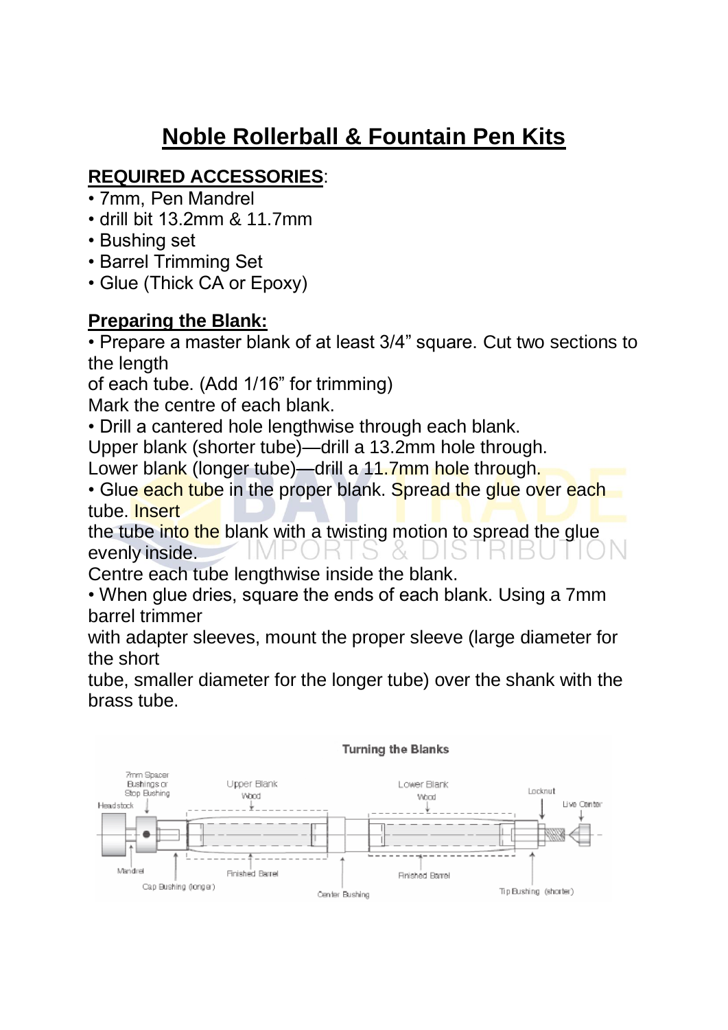# Noble Rollerball & Fountain Pen Kits

**REQUIRED ACCESSORIES**:

- 7mm, Pen Mandrel
- drill bit 13.2mm & 11.7mm
- Bushing set
- Barrel Trimming Set
- Glue (Thick CA or Epoxy)

**Preparing the Blank:**

- Prepare a master blank of at least 3/4" square. Cut two sections to the length of each tube. (Add 1/16" for trimming)
  Mark the centre of each blank.
- Drill a cantered hole lengthwise through each blank.
  Upper blank (shorter tube)—drill a 13.2mm hole through.
  Lower blank (longer tube)—drill a 11.7mm hole through.
- Glue each tube in the proper blank. Spread the glue over each tube. Insert the tube into the blank with a twisting motion to spread the glue evenly inside.
  Centre each tube lengthwise inside the blank.
- When glue dries, square the ends of each blank. Using a 7mm barrel trimmer with adapter sleeves, mount the proper sleeve (large diameter for the short tube, smaller diameter for the longer tube) over the shank with the brass tube.

Turning the Blanks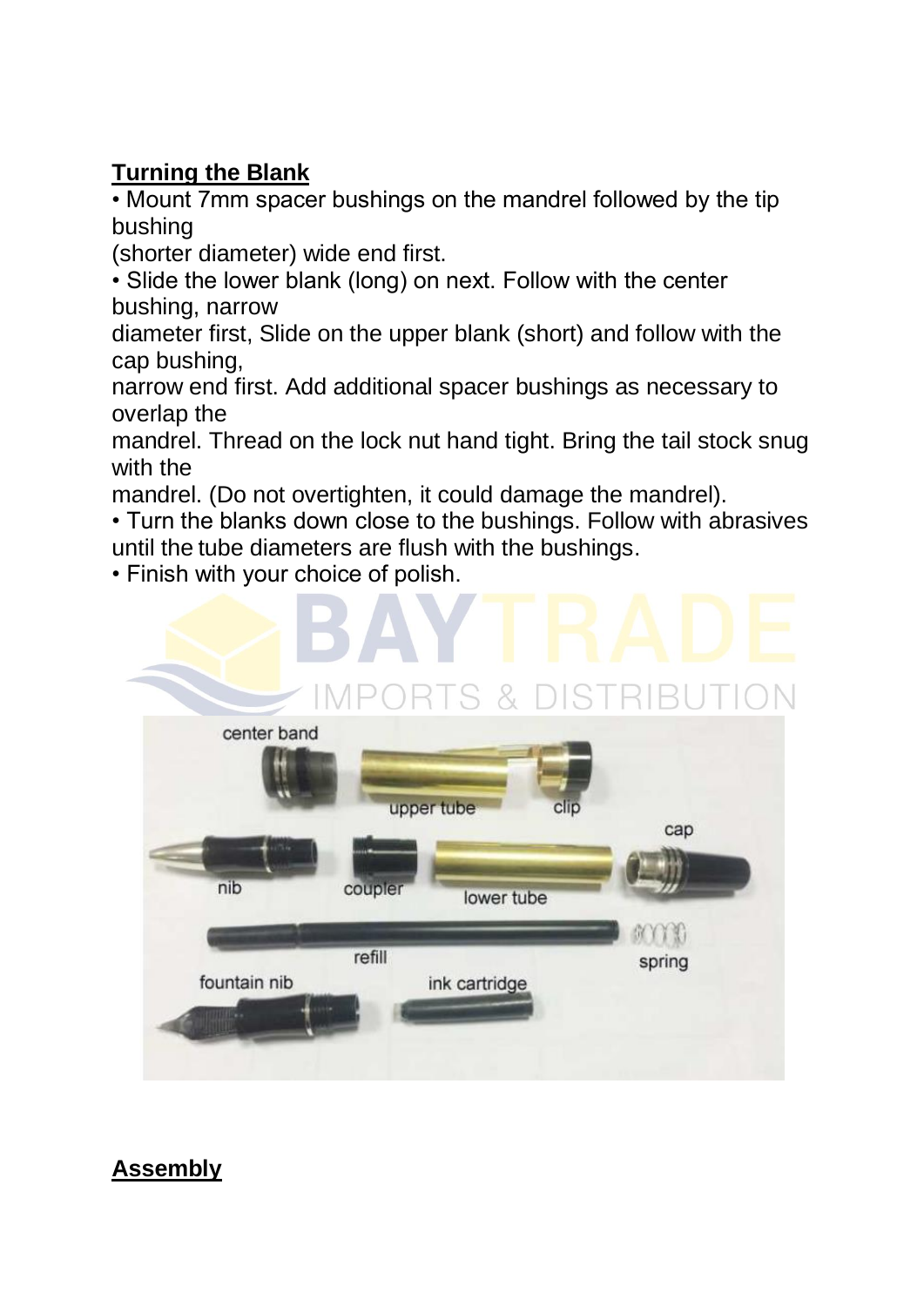## **Turning the Blank**

- Mount 7mm spacer bushings on the mandrel followed by the tip bushing (shorter diameter) wide end first.
- Slide the lower blank (long) on next. Follow with the center bushing, narrow diameter first, Slide on the upper blank (short) and follow with the cap bushing, narrow end first. Add additional spacer bushings as necessary to overlap the mandrel. Thread on the lock nut hand tight. Bring the tail stock snug with the mandrel. (Do not overtighten, it could damage the mandrel).
- Turn the blanks down close to the bushings. Follow with abrasives until the tube diameters are flush with the bushings.
- Finish with your choice of polish.

## **Assembly**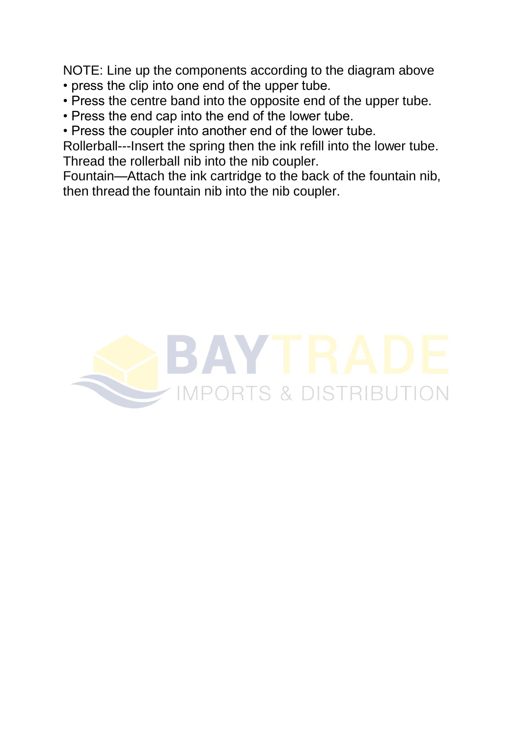NOTE: Line up the components according to the diagram above

- press the clip into one end of the upper tube.
- Press the centre band into the opposite end of the upper tube.
- Press the end cap into the end of the lower tube.
- Press the coupler into another end of the lower tube.

Rollerball---Insert the spring then the ink refill into the lower tube. Thread the rollerball nib into the nib coupler.

Fountain—Attach the ink cartridge to the back of the fountain nib, then thread the fountain nib into the nib coupler.